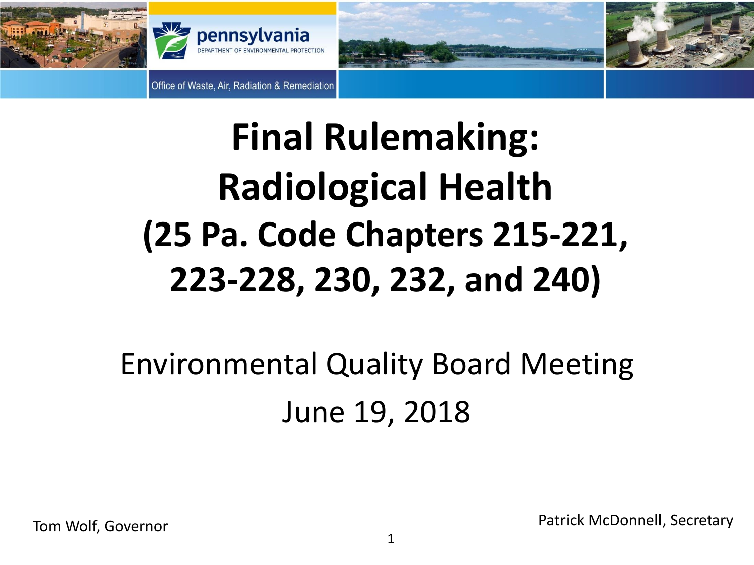pennsylvania
DEPARTMENT OF ENVIRONMENTAL PROTECTION

Office of Waste, Air, Radiation & Remediation

# Final Rulemaking: Radiological Health (25 Pa. Code Chapters 215-221, 223-228, 230, 232, and 240)

Environmental Quality Board Meeting

June 19, 2018

Tom Wolf, Governor

Patrick McDonnell, Secretary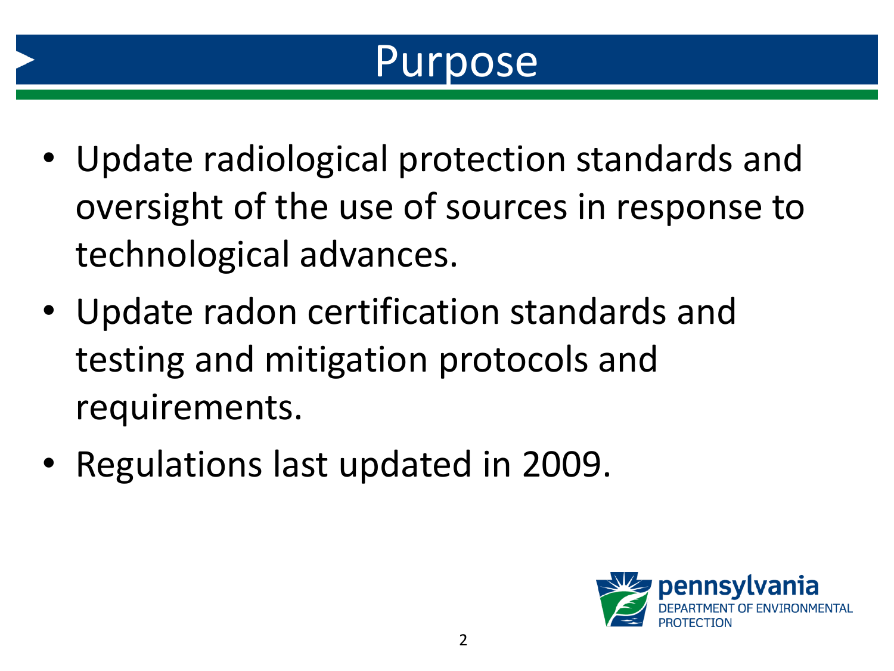# Purpose

- Update radiological protection standards and oversight of the use of sources in response to technological advances.
- Update radon certification standards and testing and mitigation protocols and requirements.
- Regulations last updated in 2009.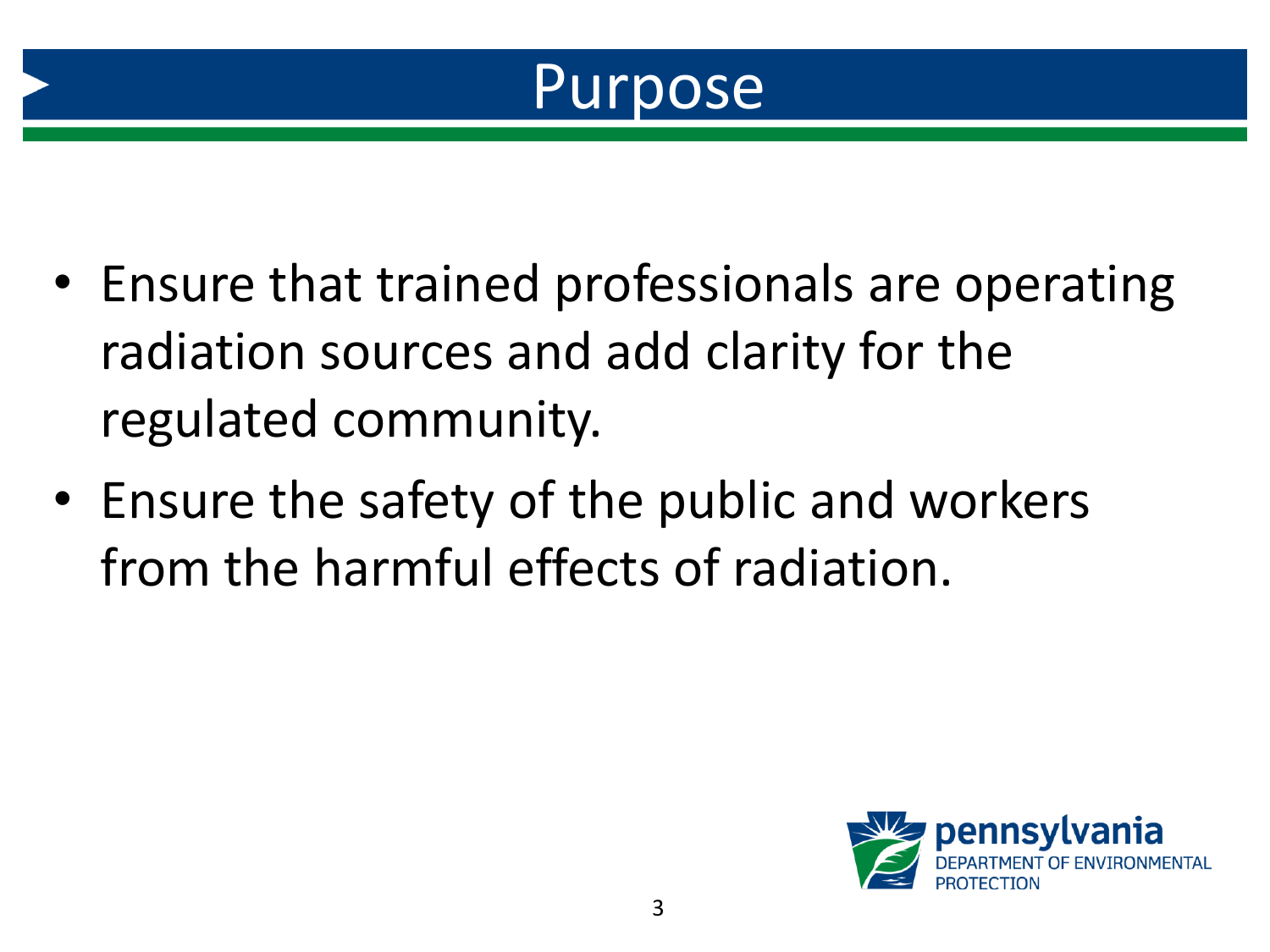# Purpose

- Ensure that trained professionals are operating radiation sources and add clarity for the regulated community.
- Ensure the safety of the public and workers from the harmful effects of radiation.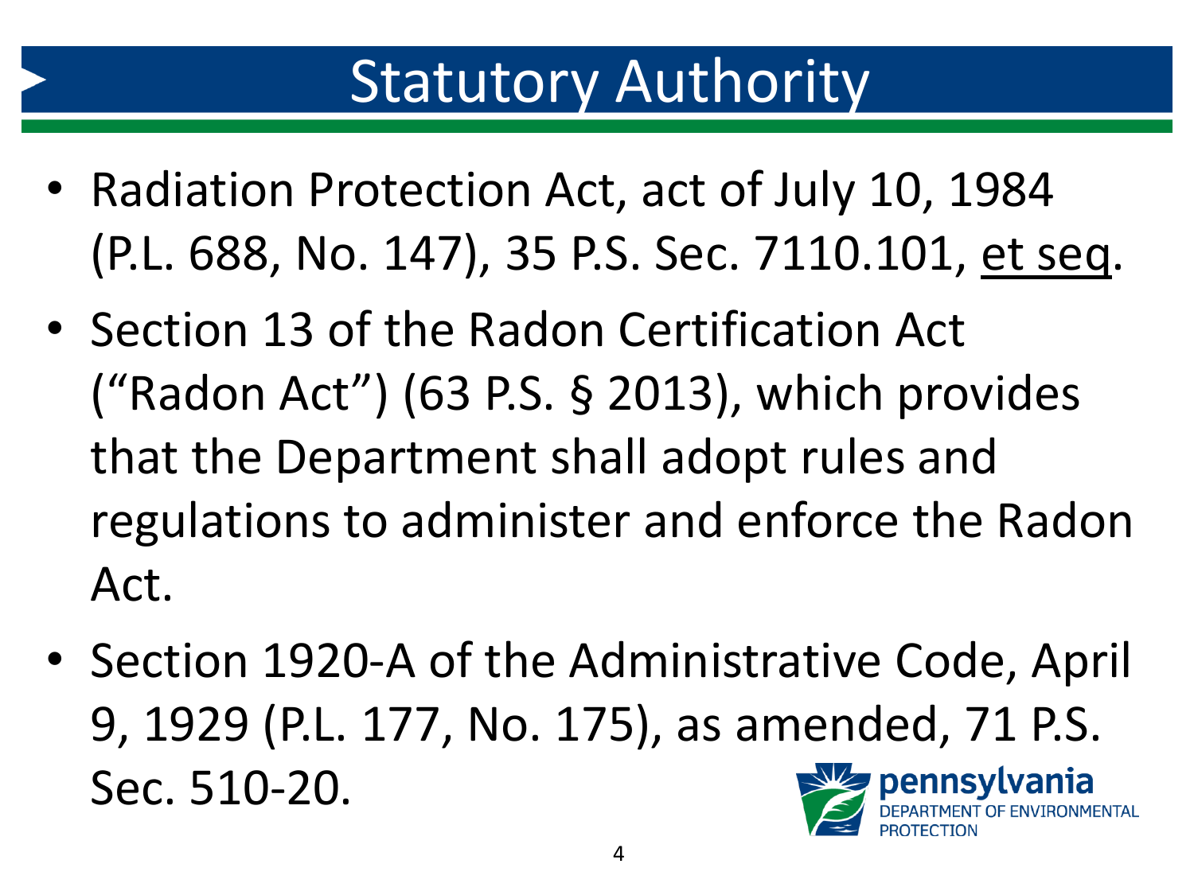# Statutory Authority

- Radiation Protection Act, act of July 10, 1984 (P.L. 688, No. 147), 35 P.S. Sec. 7110.101, et seq.
- Section 13 of the Radon Certification Act ("Radon Act") (63 P.S. § 2013), which provides that the Department shall adopt rules and regulations to administer and enforce the Radon Act.
- Section 1920-A of the Administrative Code, April 9, 1929 (P.L. 177, No. 175), as amended, 71 P.S. Sec. 510-20.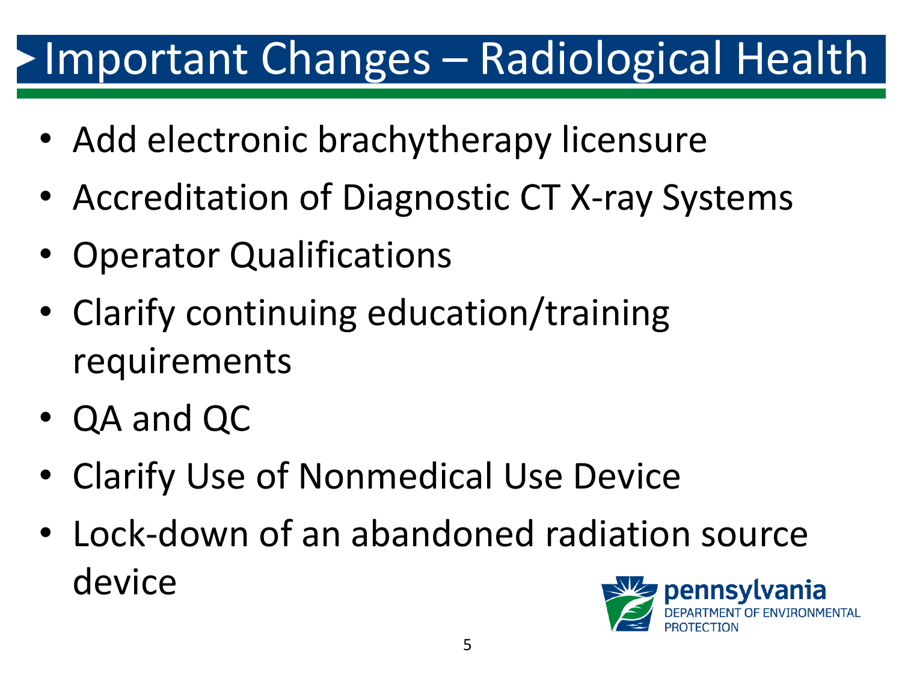# Important Changes – Radiological Health

- Add electronic brachytherapy licensure
- Accreditation of Diagnostic CT X-ray Systems
- Operator Qualifications
- Clarify continuing education/training requirements
- QA and QC
- Clarify Use of Nonmedical Use Device
- Lock-down of an abandoned radiation source device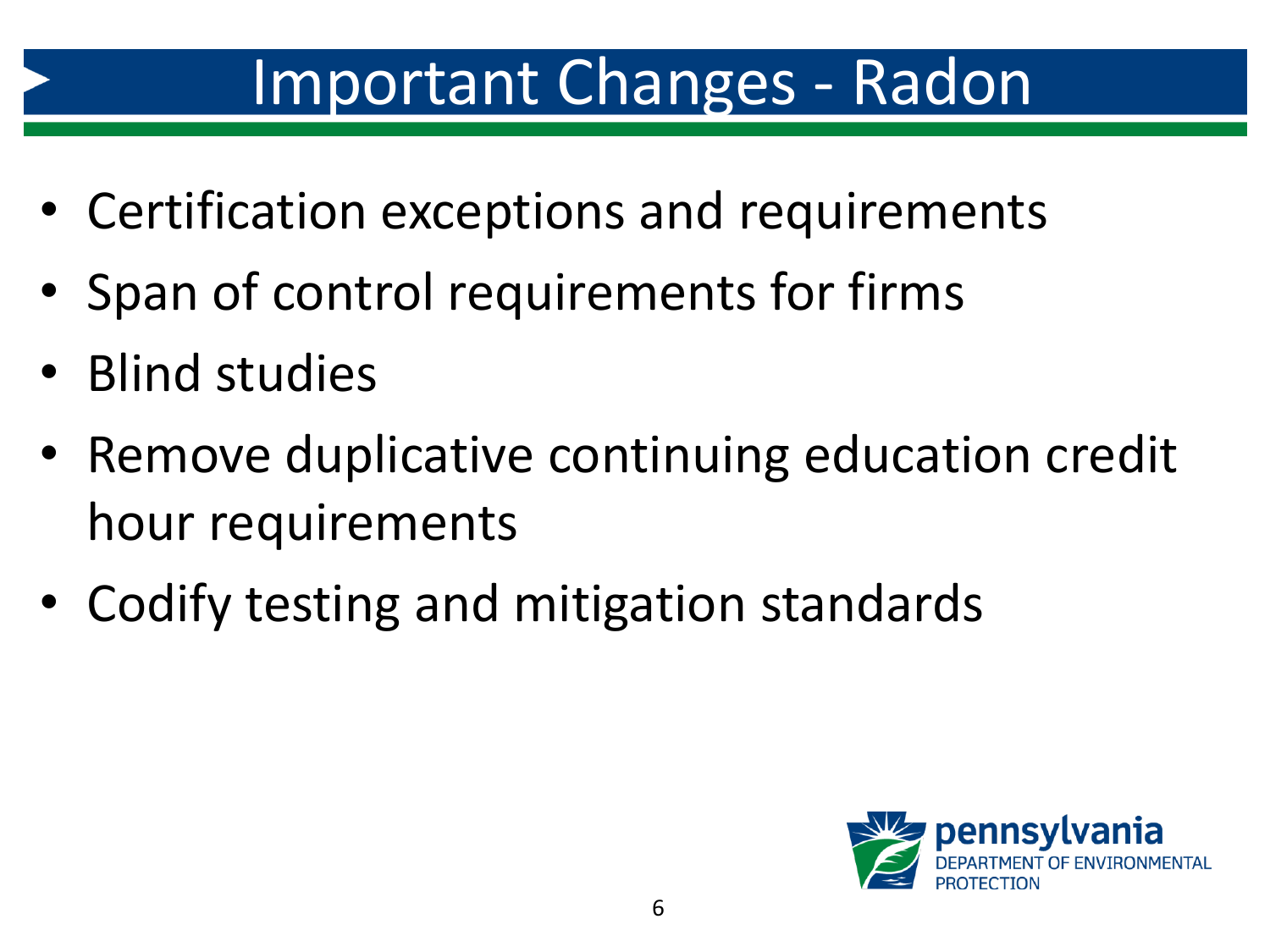# Important Changes - Radon

- Certification exceptions and requirements
- Span of control requirements for firms
- Blind studies
- Remove duplicative continuing education credit hour requirements
- Codify testing and mitigation standards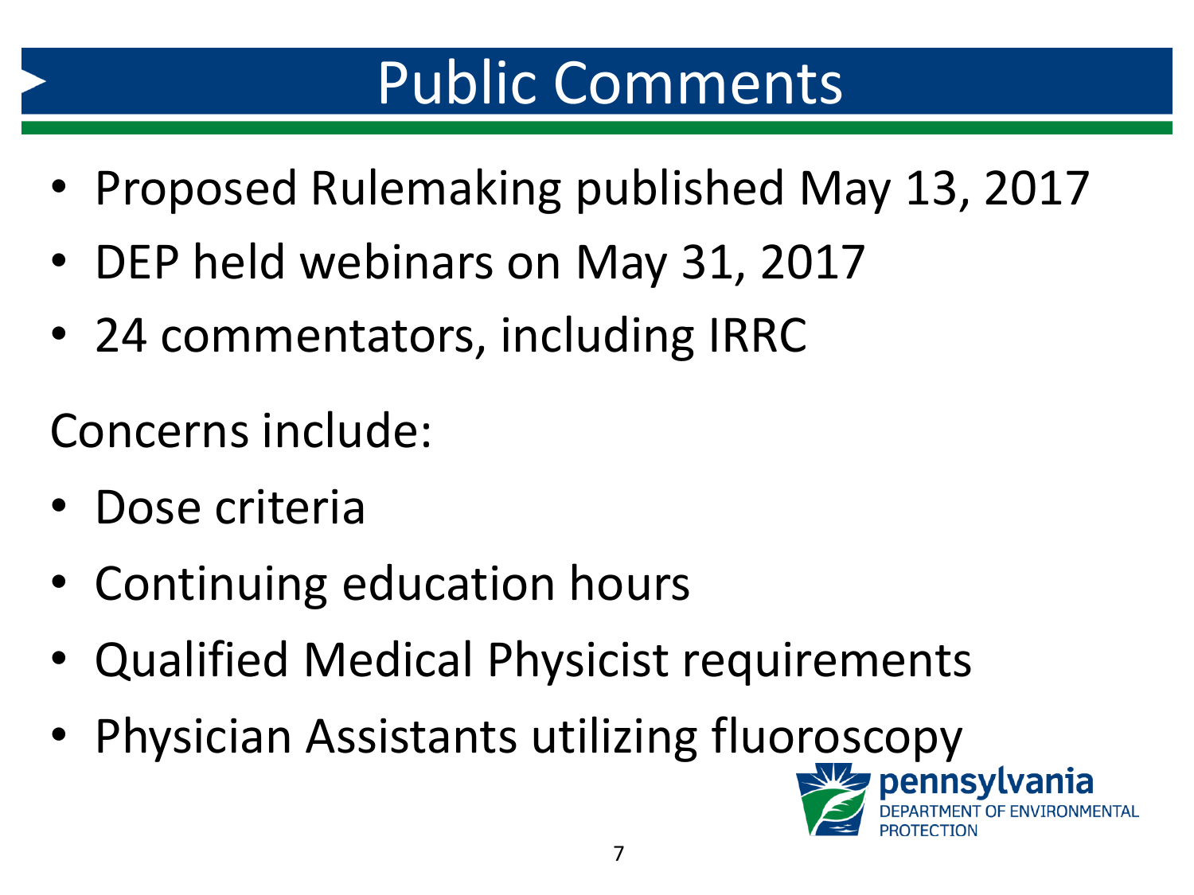# Public Comments

- Proposed Rulemaking published May 13, 2017
- DEP held webinars on May 31, 2017
- 24 commentators, including IRRC

Concerns include:

- Dose criteria
- Continuing education hours
- Qualified Medical Physicist requirements
- Physician Assistants utilizing fluoroscopy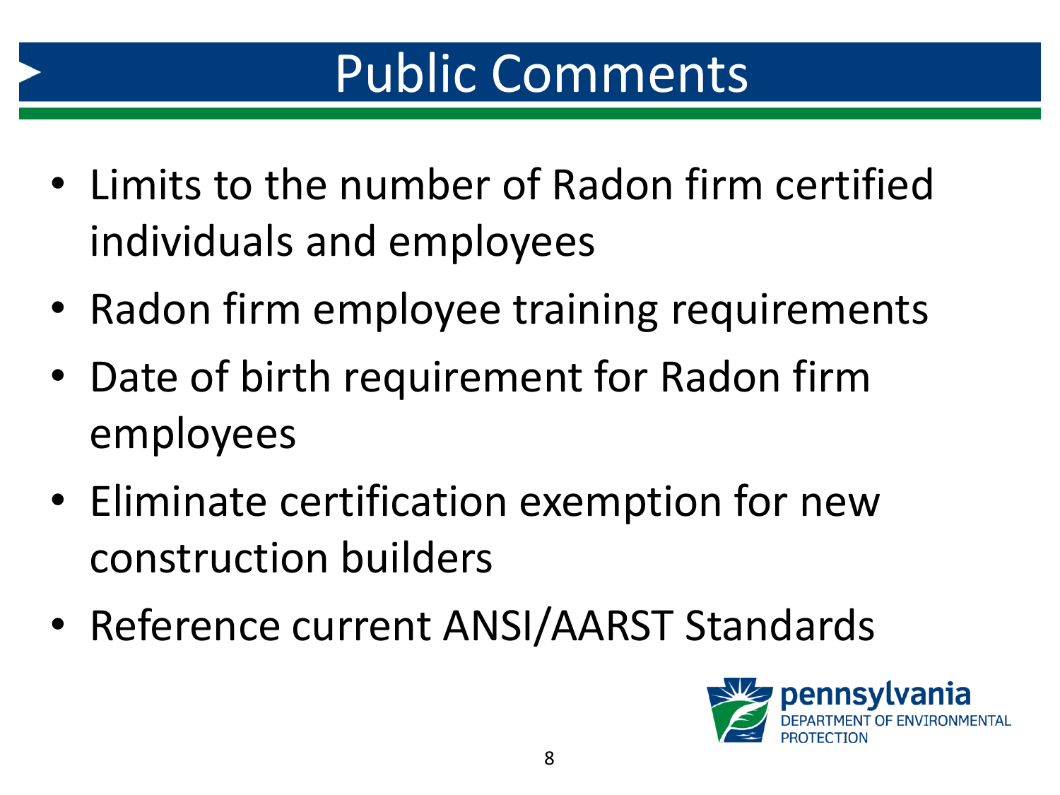# Public Comments

- Limits to the number of Radon firm certified individuals and employees
- Radon firm employee training requirements
- Date of birth requirement for Radon firm employees
- Eliminate certification exemption for new construction builders
- Reference current ANSI/AARST Standards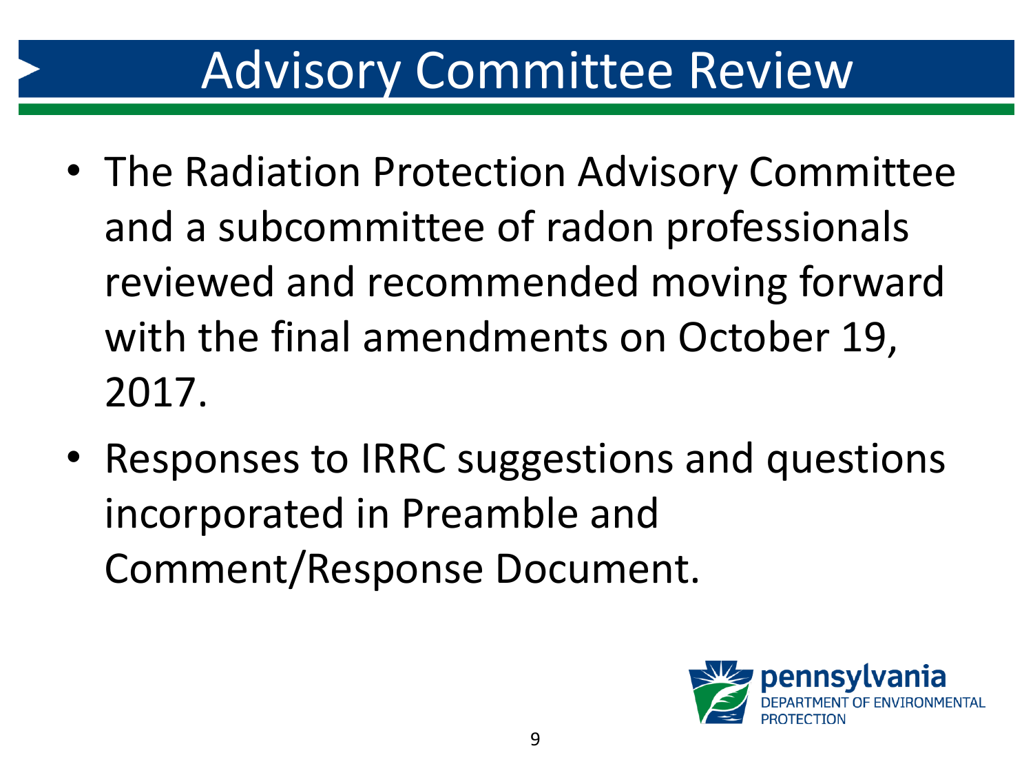# Advisory Committee Review

- The Radiation Protection Advisory Committee and a subcommittee of radon professionals reviewed and recommended moving forward with the final amendments on October 19, 2017.
- Responses to IRRC suggestions and questions incorporated in Preamble and Comment/Response Document.

pennsylvania
DEPARTMENT OF ENVIRONMENTAL PROTECTION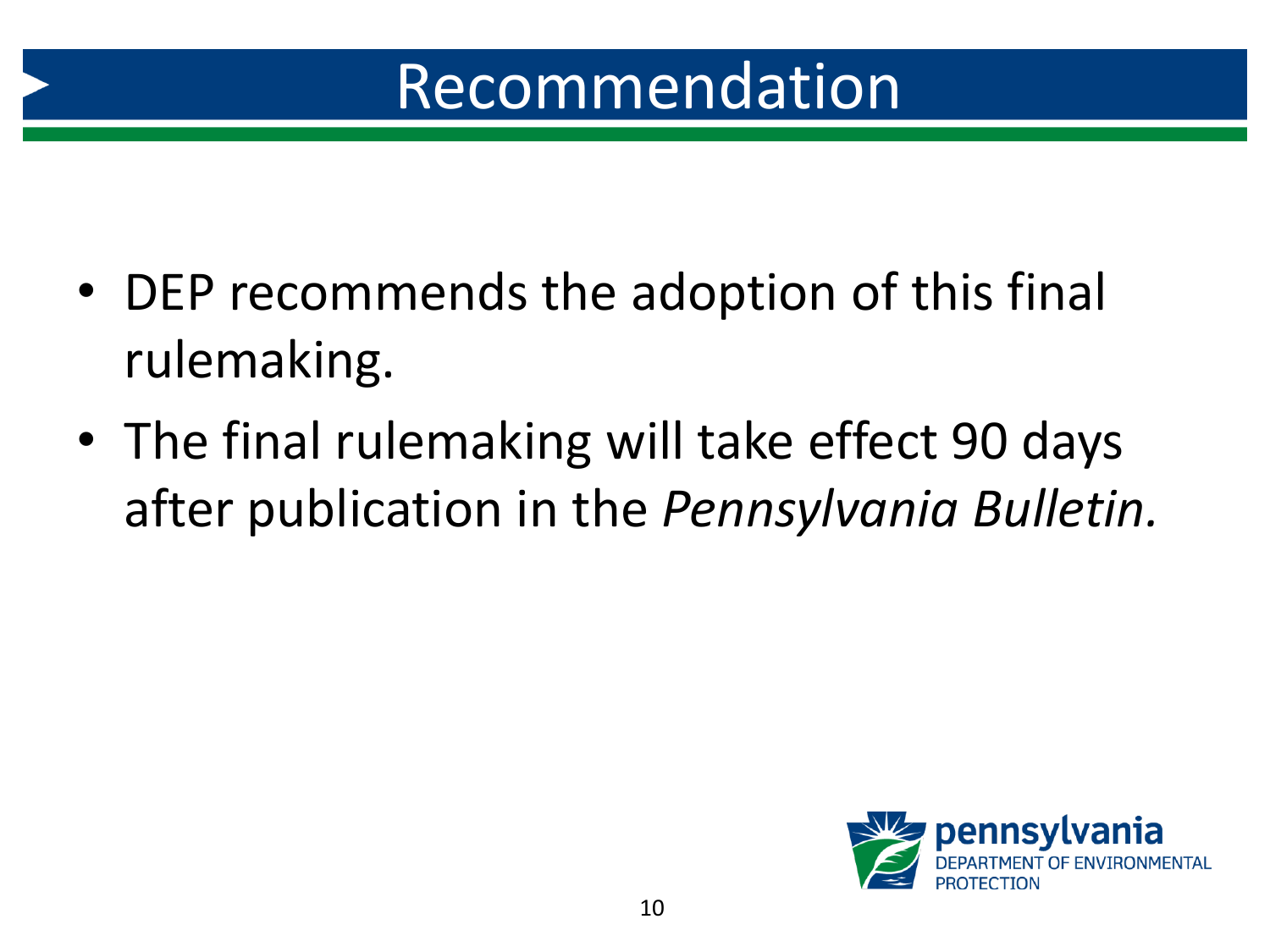# Recommendation

- DEP recommends the adoption of this final rulemaking.
- The final rulemaking will take effect 90 days after publication in the *Pennsylvania Bulletin.*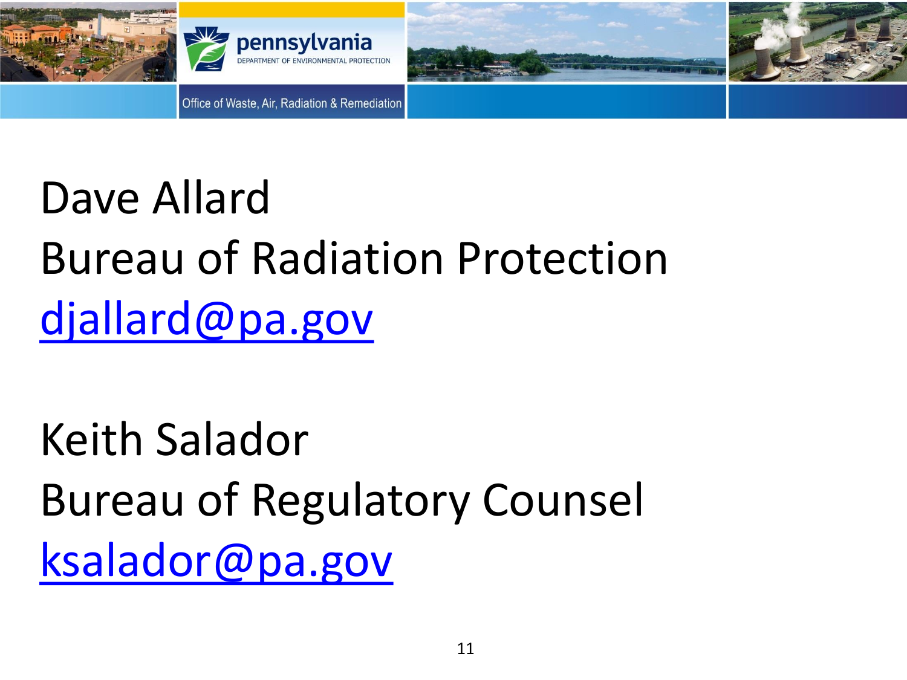Dave Allard
Bureau of Radiation Protection
djallard@pa.gov

Keith Salador
Bureau of Regulatory Counsel
ksalador@pa.gov